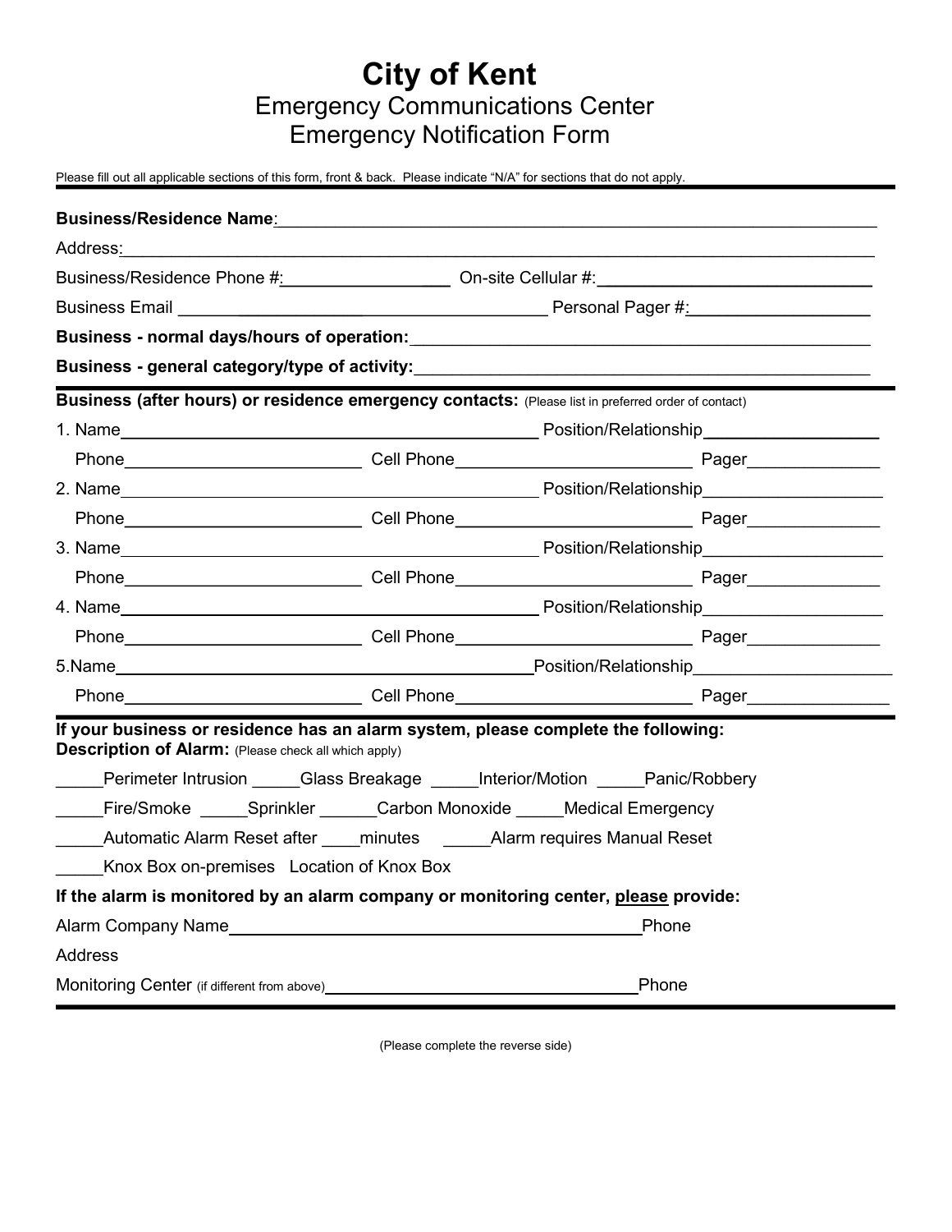# City of Kent

## Emergency Communications Center
## Emergency Notification Form

Please fill out all applicable sections of this form, front & back. Please indicate "N/A" for sections that do not apply.

---

**Business/Residence Name**:_______________________________________________

Address:_______________________________________________________________

Business/Residence Phone #:_________________ On-site Cellular #:_____________________________

Business Email ______________________________________ Personal Pager #:___________________

**Business - normal days/hours of operation:**_____________________________________________

**Business - general category/type of activity:**____________________________________________

---

**Business (after hours) or residence emergency contacts:** (Please list in preferred order of contact)

1. Name_________________________________________ Position/Relationship__________________
   Phone_______________________ Cell Phone_______________________ Pager______________
2. Name_________________________________________ Position/Relationship__________________
   Phone_______________________ Cell Phone_______________________ Pager______________
3. Name_________________________________________ Position/Relationship__________________
   Phone_______________________ Cell Phone_______________________ Pager______________
4. Name_________________________________________ Position/Relationship__________________
   Phone_______________________ Cell Phone_______________________ Pager______________
5. Name_________________________________________ Position/Relationship__________________
   Phone_______________________ Cell Phone_______________________ Pager______________

---

**If your business or residence has an alarm system, please complete the following:**
**Description of Alarm:** (Please check all which apply)

_____Perimeter Intrusion _____Glass Breakage _____Interior/Motion _____Panic/Robbery

_____Fire/Smoke _____Sprinkler ______Carbon Monoxide _____Medical Emergency

_____Automatic Alarm Reset after ____minutes _____Alarm requires Manual Reset

_____Knox Box on-premises Location of Knox Box

**If the alarm is monitored by an alarm company or monitoring center, please provide:**

Alarm Company Name_________________________________________Phone

Address

Monitoring Center (if different from above)_________________________________Phone

---

(Please complete the reverse side)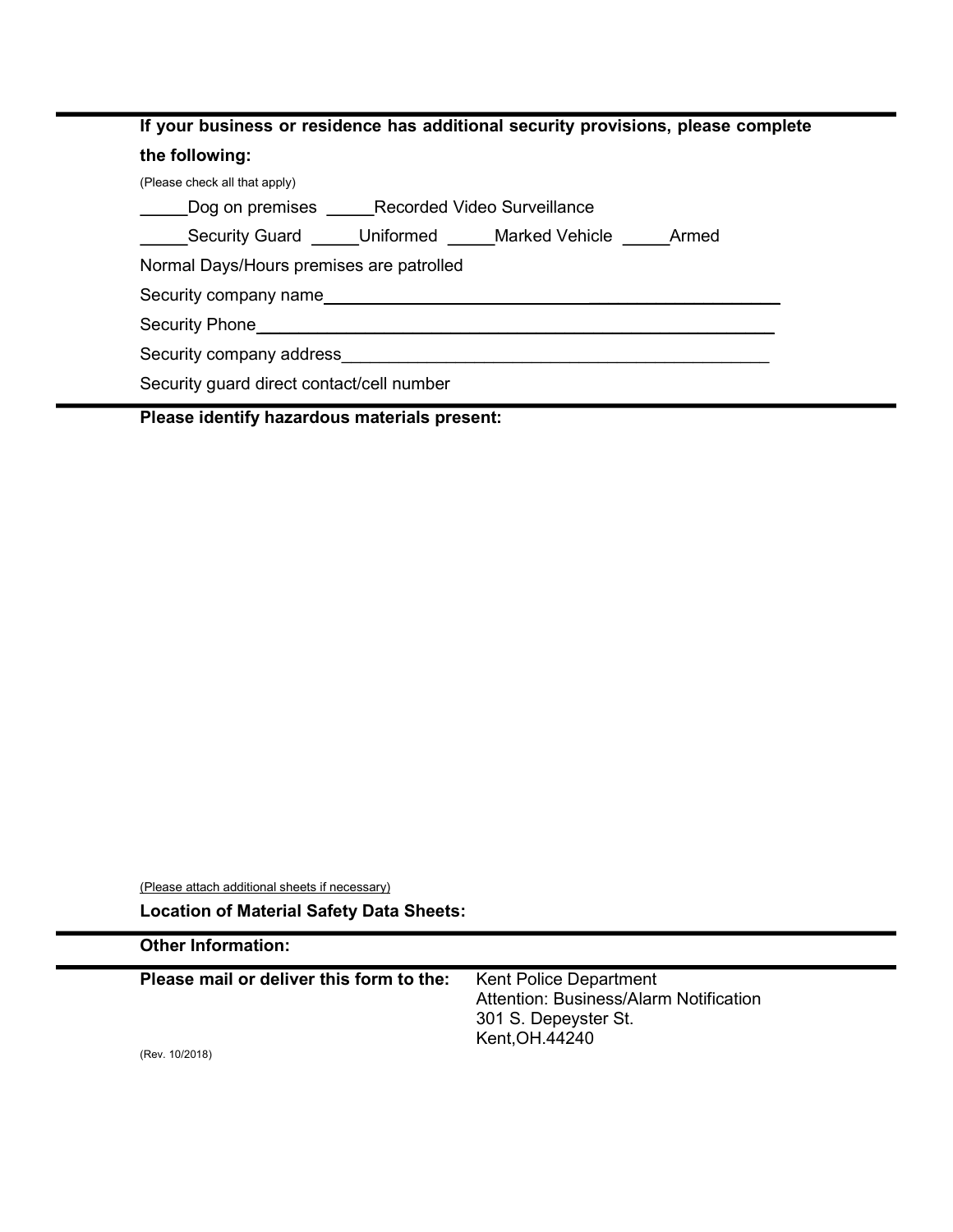**If your business or residence has additional security provisions, please complete the following:**

(Please check all that apply)

_____Dog on premises _____Recorded Video Surveillance

_____Security Guard _____Uniformed _____Marked Vehicle _____Armed

Normal Days/Hours premises are patrolled

Security company name_______________________________________________

Security Phone_______________________________________________________

Security company address_____________________________________________

Security guard direct contact/cell number

---

**Please identify hazardous materials present:**

(Please attach additional sheets if necessary)

**Location of Material Safety Data Sheets:**

---

**Other Information:**

---

**Please mail or deliver this form to the:** Kent Police Department
Attention: Business/Alarm Notification
301 S. Depeyster St.
Kent,OH.44240

(Rev. 10/2018)